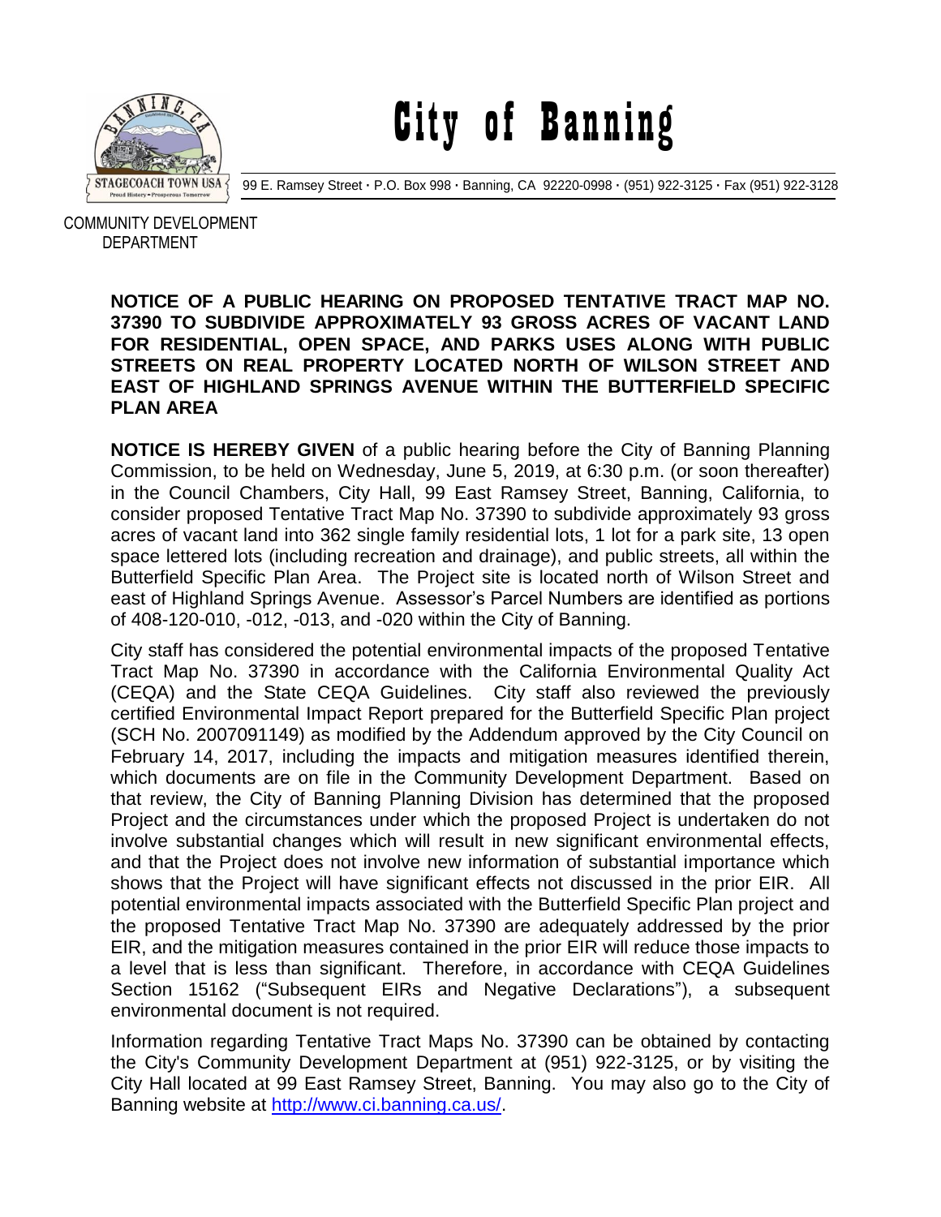# City of Banning

99 E. Ramsey Street · P.O. Box 998 · Banning, CA 92220-0998 · (951) 922-3125 · Fax (951) 922-3128

COMMUNITY DEVELOPMENT DEPARTMENT

**NOTICE OF A PUBLIC HEARING ON PROPOSED TENTATIVE TRACT MAP NO. 37390 TO SUBDIVIDE APPROXIMATELY 93 GROSS ACRES OF VACANT LAND FOR RESIDENTIAL, OPEN SPACE, AND PARKS USES ALONG WITH PUBLIC STREETS ON REAL PROPERTY LOCATED NORTH OF WILSON STREET AND EAST OF HIGHLAND SPRINGS AVENUE WITHIN THE BUTTERFIELD SPECIFIC PLAN AREA**

**NOTICE IS HEREBY GIVEN** of a public hearing before the City of Banning Planning Commission, to be held on Wednesday, June 5, 2019, at 6:30 p.m. (or soon thereafter) in the Council Chambers, City Hall, 99 East Ramsey Street, Banning, California, to consider proposed Tentative Tract Map No. 37390 to subdivide approximately 93 gross acres of vacant land into 362 single family residential lots, 1 lot for a park site, 13 open space lettered lots (including recreation and drainage), and public streets, all within the Butterfield Specific Plan Area. The Project site is located north of Wilson Street and east of Highland Springs Avenue. Assessor's Parcel Numbers are identified as portions of 408-120-010, -012, -013, and -020 within the City of Banning.

City staff has considered the potential environmental impacts of the proposed Tentative Tract Map No. 37390 in accordance with the California Environmental Quality Act (CEQA) and the State CEQA Guidelines. City staff also reviewed the previously certified Environmental Impact Report prepared for the Butterfield Specific Plan project (SCH No. 2007091149) as modified by the Addendum approved by the City Council on February 14, 2017, including the impacts and mitigation measures identified therein, which documents are on file in the Community Development Department. Based on that review, the City of Banning Planning Division has determined that the proposed Project and the circumstances under which the proposed Project is undertaken do not involve substantial changes which will result in new significant environmental effects, and that the Project does not involve new information of substantial importance which shows that the Project will have significant effects not discussed in the prior EIR. All potential environmental impacts associated with the Butterfield Specific Plan project and the proposed Tentative Tract Map No. 37390 are adequately addressed by the prior EIR, and the mitigation measures contained in the prior EIR will reduce those impacts to a level that is less than significant. Therefore, in accordance with CEQA Guidelines Section 15162 ("Subsequent EIRs and Negative Declarations"), a subsequent environmental document is not required.

Information regarding Tentative Tract Maps No. 37390 can be obtained by contacting the City's Community Development Department at (951) 922-3125, or by visiting the City Hall located at 99 East Ramsey Street, Banning. You may also go to the City of Banning website at http://www.ci.banning.ca.us/.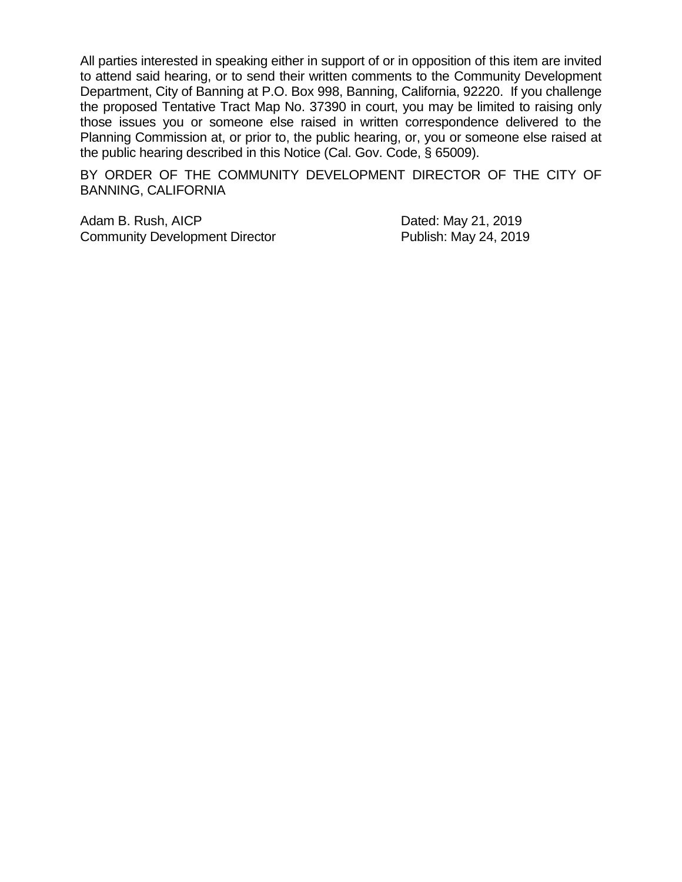All parties interested in speaking either in support of or in opposition of this item are invited to attend said hearing, or to send their written comments to the Community Development Department, City of Banning at P.O. Box 998, Banning, California, 92220. If you challenge the proposed Tentative Tract Map No. 37390 in court, you may be limited to raising only those issues you or someone else raised in written correspondence delivered to the Planning Commission at, or prior to, the public hearing, or, you or someone else raised at the public hearing described in this Notice (Cal. Gov. Code, § 65009).

BY ORDER OF THE COMMUNITY DEVELOPMENT DIRECTOR OF THE CITY OF BANNING, CALIFORNIA

Adam B. Rush, AICP
Community Development Director

Dated: May 21, 2019
Publish: May 24, 2019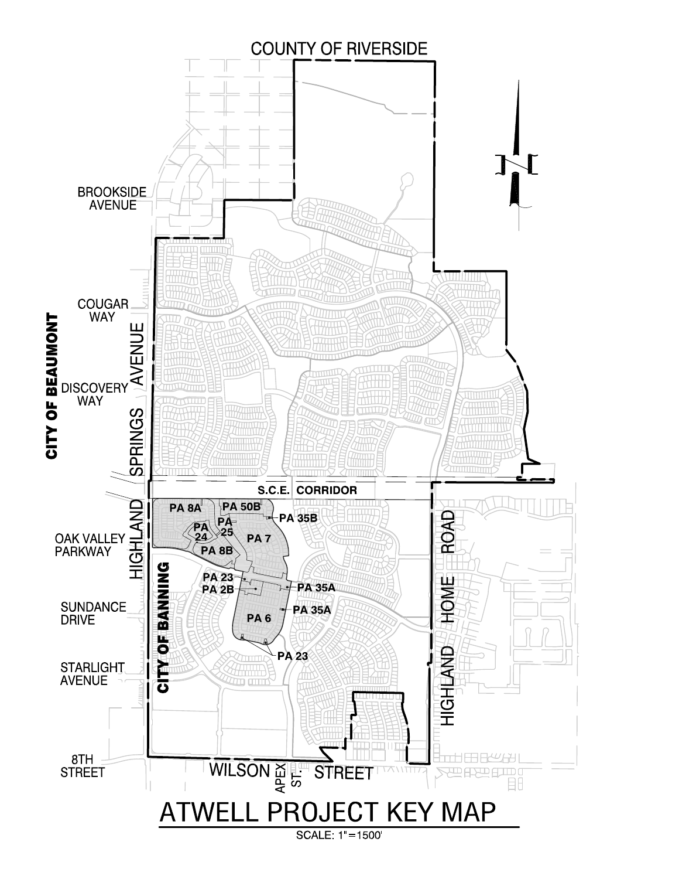COUNTY OF RIVERSIDE

BROOKSIDE AVENUE

COUGAR WAY

DISCOVERY WAY

CITY OF BEAUMONT

HIGHLAND SPRINGS AVENUE

S.C.E. CORRIDOR

PA 8A

PA 50B

PA 35B

PA 24

PA 25

PA 7

PA 8B

OAK VALLEY PARKWAY

CITY OF BANNING

PA 23

PA 2B

PA 35A

PA 6

PA 35A

SUNDANCE DRIVE

PA 23

STARLIGHT AVENUE

HIGHLAND HOME ROAD

8TH STREET

WILSON STREET

APEX ST.

# ATWELL PROJECT KEY MAP

SCALE: 1"=1500'